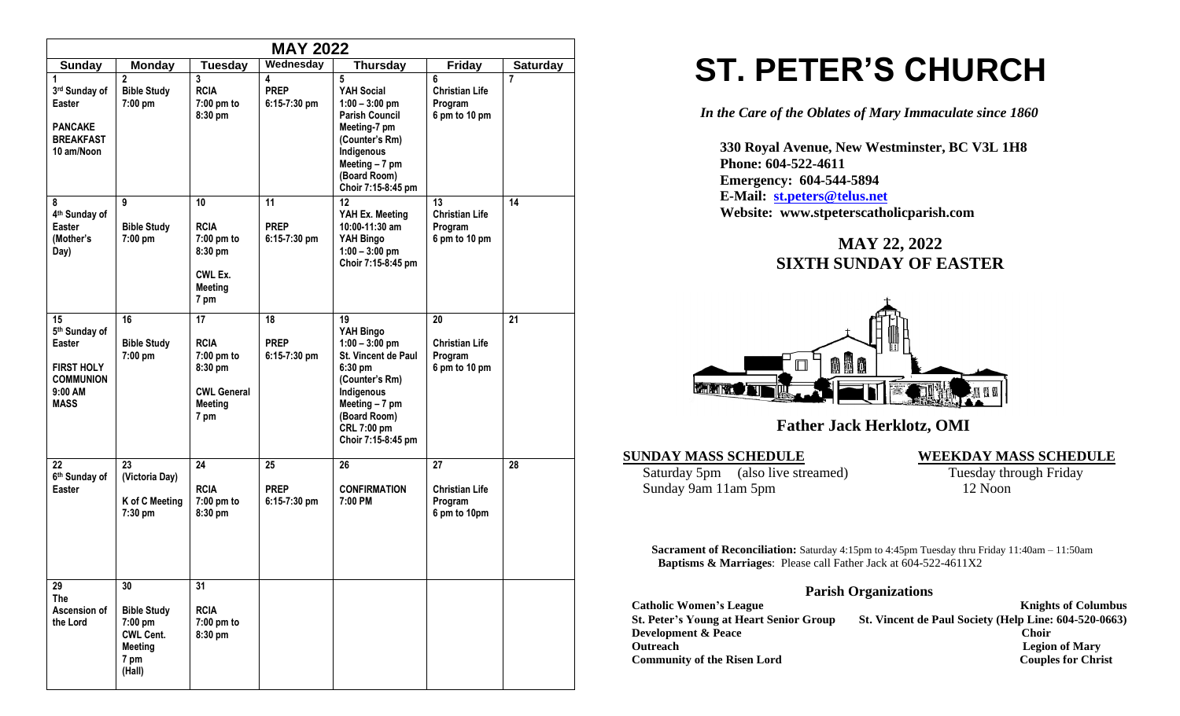| MAY 2022 | | | | | | |
|---|---|---|---|---|---|---|
| **Sunday** | **Monday** | **Tuesday** | **Wednesday** | **Thursday** | **Friday** | **Saturday** |
| 1 3rd Sunday of Easter PANCAKE BREAKFAST 10 am/Noon | 2 Bible Study 7:00 pm | 3 RCIA 7:00 pm to 8:30 pm | 4 PREP 6:15-7:30 pm | 5 YAH Social 1:00 – 3:00 pm Parish Council Meeting-7 pm (Counter's Rm) Indigenous Meeting – 7 pm (Board Room) Choir 7:15-8:45 pm | 6 Christian Life Program 6 pm to 10 pm | 7 |
| 8 4th Sunday of Easter (Mother's Day) | 9 Bible Study 7:00 pm | 10 RCIA 7:00 pm to 8:30 pm CWL Ex. Meeting 7 pm | 11 PREP 6:15-7:30 pm | 12 YAH Ex. Meeting 10:00-11:30 am YAH Bingo 1:00 – 3:00 pm Choir 7:15-8:45 pm | 13 Christian Life Program 6 pm to 10 pm | 14 |
| 15 5th Sunday of Easter FIRST HOLY COMMUNION 9:00 AM MASS | 16 Bible Study 7:00 pm | 17 RCIA 7:00 pm to 8:30 pm CWL General Meeting 7 pm | 18 PREP 6:15-7:30 pm | 19 YAH Bingo 1:00 – 3:00 pm St. Vincent de Paul 6:30 pm (Counter's Rm) Indigenous Meeting – 7 pm (Board Room) CRL 7:00 pm Choir 7:15-8:45 pm | 20 Christian Life Program 6 pm to 10 pm | 21 |
| 22 6th Sunday of Easter | 23 (Victoria Day) K of C Meeting 7:30 pm | 24 RCIA 7:00 pm to 8:30 pm | 25 PREP 6:15-7:30 pm | 26 CONFIRMATION 7:00 PM | 27 Christian Life Program 6 pm to 10pm | 28 |
| 29 The Ascension of the Lord | 30 Bible Study 7:00 pm CWL Cent. Meeting 7 pm (Hall) | 31 RCIA 7:00 pm to 8:30 pm | | | | |

# ST. PETER'S CHURCH

*In the Care of the Oblates of Mary Immaculate since 1860*

**330 Royal Avenue, New Westminster, BC V3L 1H8**
**Phone: 604-522-4611**
**Emergency: 604-544-5894**
**E-Mail: st.peters@telus.net**
**Website: www.stpeterscatholicparish.com**

## MAY 22, 2022
## SIXTH SUNDAY OF EASTER

**Father Jack Herklotz, OMI**

**SUNDAY MASS SCHEDULE**

Saturday 5pm (also live streamed)
Sunday 9am 11am 5pm

**WEEKDAY MASS SCHEDULE**

Tuesday through Friday
12 Noon

**Sacrament of Reconciliation:** Saturday 4:15pm to 4:45pm Tuesday thru Friday 11:40am – 11:50am
**Baptisms & Marriages**: Please call Father Jack at 604-522-4611X2

### Parish Organizations

**Catholic Women's League**
**St. Peter's Young at Heart Senior Group**
**Development & Peace**
**Outreach**
**Community of the Risen Lord**
**Knights of Columbus**
**St. Vincent de Paul Society (Help Line: 604-520-0663)**
**Choir**
**Legion of Mary**
**Couples for Christ**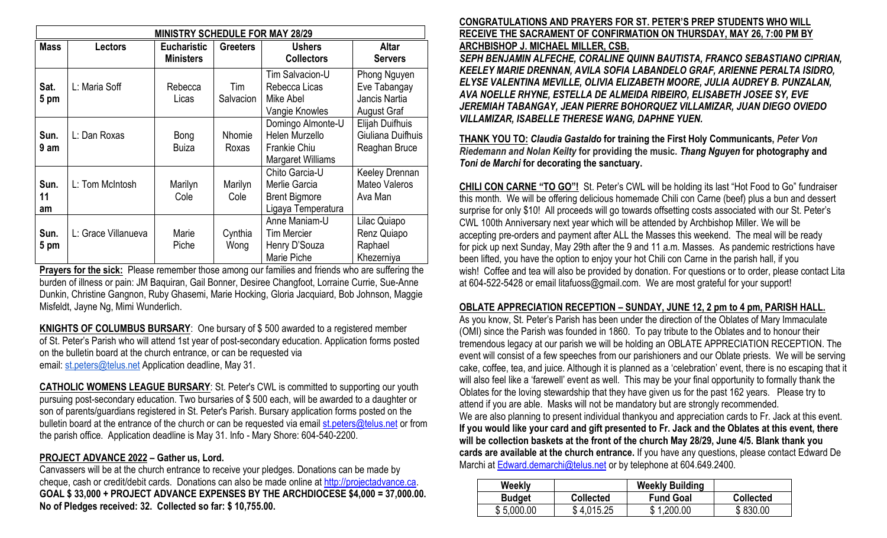| MINISTRY SCHEDULE FOR MAY 28/29 | | | | | |
|---|---|---|---|---|---|
| **Mass** | **Lectors** | **Eucharistic Ministers** | **Greeters** | **Ushers Collectors** | **Altar Servers** |
| Sat. 5 pm | L: Maria Soff | Rebecca Licas | Tim Salvacion | Tim Salvacion-U Rebecca Licas Mike Abel Vangie Knowles | Phong Nguyen Eve Tabangay Jancis Nartia August Graf |
| Sun. 9 am | L: Dan Roxas | Bong Buiza | Nhomie Roxas | Domingo Almonte-U Helen Murzello Frankie Chiu Margaret Williams | Elijah Duifhuis Giuliana Duifhuis Reaghan Bruce |
| Sun. 11 am | L: Tom McIntosh | Marilyn Cole | Marilyn Cole | Chito Garcia-U Merlie Garcia Brent Bigmore Ligaya Temperatura | Keeley Drennan Mateo Valeros Ava Man |
| Sun. 5 pm | L: Grace Villanueva | Marie Piche | Cynthia Wong | Anne Maniam-U Tim Mercier Henry D'Souza Marie Piche | Lilac Quiapo Renz Quiapo Raphael Khezerniya |

**Prayers for the sick:** Please remember those among our families and friends who are suffering the burden of illness or pain: JM Baquiran, Gail Bonner, Desiree Changfoot, Lorraine Currie, Sue-Anne Dunkin, Christine Gangnon, Ruby Ghasemi, Marie Hocking, Gloria Jacquiard, Bob Johnson, Maggie Misfeldt, Jayne Ng, Mimi Wunderlich.

**KNIGHTS OF COLUMBUS BURSARY**: One bursary of $ 500 awarded to a registered member of St. Peter's Parish who will attend 1st year of post-secondary education. Application forms posted on the bulletin board at the church entrance, or can be requested via email: st.peters@telus.net Application deadline, May 31.

**CATHOLIC WOMENS LEAGUE BURSARY**: St. Peter's CWL is committed to supporting our youth pursuing post-secondary education. Two bursaries of $ 500 each, will be awarded to a daughter or son of parents/guardians registered in St. Peter's Parish. Bursary application forms posted on the bulletin board at the entrance of the church or can be requested via email st.peters@telus.net or from the parish office. Application deadline is May 31. Info - Mary Shore: 604-540-2200.

**PROJECT ADVANCE 2022 – Gather us, Lord.**

Canvassers will be at the church entrance to receive your pledges. Donations can be made by cheque, cash or credit/debit cards. Donations can also be made online at http://projectadvance.ca.
**GOAL $ 33,000 + PROJECT ADVANCE EXPENSES BY THE ARCHDIOCESE $4,000 = 37,000.00. No of Pledges received: 32. Collected so far: $ 10,755.00.**

**CONGRATULATIONS AND PRAYERS FOR ST. PETER'S PREP STUDENTS WHO WILL RECEIVE THE SACRAMENT OF CONFIRMATION ON THURSDAY, MAY 26, 7:00 PM BY ARCHBISHOP J. MICHAEL MILLER, CSB.**

***SEPH BENJAMIN ALFECHE, CORALINE QUINN BAUTISTA, FRANCO SEBASTIANO CIPRIAN, KEELEY MARIE DRENNAN, AVILA SOFIA LABANDELO GRAF, ARIENNE PERALTA ISIDRO, ELYSE VALENTINA MEVILLE, OLIVIA ELIZABETH MOORE, JULIA AUDREY B. PUNZALAN, AVA NOELLE RHYNE, ESTELLA DE ALMEIDA RIBEIRO, ELISABETH JOSEE SY, EVE JEREMIAH TABANGAY, JEAN PIERRE BOHORQUEZ VILLAMIZAR, JUAN DIEGO OVIEDO VILLAMIZAR, ISABELLE THERESE WANG, DAPHNE YUEN.***

**THANK YOU TO:** ***Claudia Gastaldo*** **for training the First Holy Communicants,** ***Peter Von Riedemann and Nolan Keilty*** **for providing the music.** ***Thang Nguyen*** **for photography and** ***Toni de Marchi*** **for decorating the sanctuary.**

**CHILI CON CARNE "TO GO"!** St. Peter's CWL will be holding its last "Hot Food to Go" fundraiser this month. We will be offering delicious homemade Chili con Carne (beef) plus a bun and dessert surprise for only $10! All proceeds will go towards offsetting costs associated with our St. Peter's CWL 100th Anniversary next year which will be attended by Archbishop Miller. We will be accepting pre-orders and payment after ALL the Masses this weekend. The meal will be ready for pick up next Sunday, May 29th after the 9 and 11 a.m. Masses. As pandemic restrictions have been lifted, you have the option to enjoy your hot Chili con Carne in the parish hall, if you wish! Coffee and tea will also be provided by donation. For questions or to order, please contact Lita at 604-522-5428 or email litafuoss@gmail.com. We are most grateful for your support!

**OBLATE APPRECIATION RECEPTION – SUNDAY, JUNE 12, 2 pm to 4 pm, PARISH HALL.**

As you know, St. Peter's Parish has been under the direction of the Oblates of Mary Immaculate (OMI) since the Parish was founded in 1860. To pay tribute to the Oblates and to honour their tremendous legacy at our parish we will be holding an OBLATE APPRECIATION RECEPTION. The event will consist of a few speeches from our parishioners and our Oblate priests. We will be serving cake, coffee, tea, and juice. Although it is planned as a 'celebration' event, there is no escaping that it will also feel like a 'farewell' event as well. This may be your final opportunity to formally thank the Oblates for the loving stewardship that they have given us for the past 162 years. Please try to attend if you are able. Masks will not be mandatory but are strongly recommended.
We are also planning to present individual thankyou and appreciation cards to Fr. Jack at this event. **If you would like your card and gift presented to Fr. Jack and the Oblates at this event, there will be collection baskets at the front of the church May 28/29, June 4/5. Blank thank you cards are available at the church entrance.** If you have any questions, please contact Edward De Marchi at Edward.demarchi@telus.net or by telephone at 604.649.2400.

| Weekly Budget | Collected | Weekly Building Fund Goal | Collected |
|---|---|---|---|
| $ 5,000.00 | $ 4,015.25 | $ 1,200.00 | $ 830.00 |